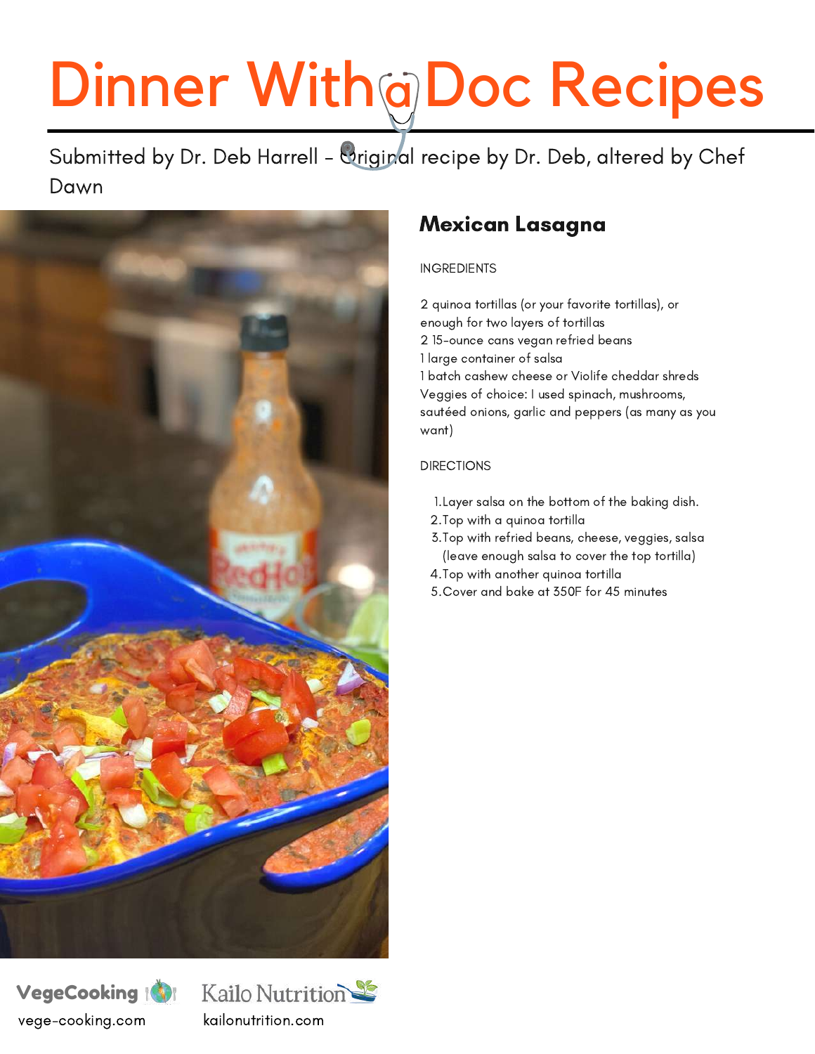# Dinner With a Doc Recipes

Submitted by Dr. Deb Harrell – Original recipe by Dr. Deb, altered by Chef Dawn

## Mexican Lasagna

INGREDIENTS

2 quinoa tortillas (or your favorite tortillas), or enough for two layers of tortillas
2 15-ounce cans vegan refried beans
1 large container of salsa
1 batch cashew cheese or Violife cheddar shreds
Veggies of choice: I used spinach, mushrooms, sautéed onions, garlic and peppers (as many as you want)

DIRECTIONS

1. Layer salsa on the bottom of the baking dish.
2. Top with a quinoa tortilla
3. Top with refried beans, cheese, veggies, salsa (leave enough salsa to cover the top tortilla)
4. Top with another quinoa tortilla
5. Cover and bake at 350F for 45 minutes

VegeCooking
vege-cooking.com

Kailo Nutrition
kailonutrition.com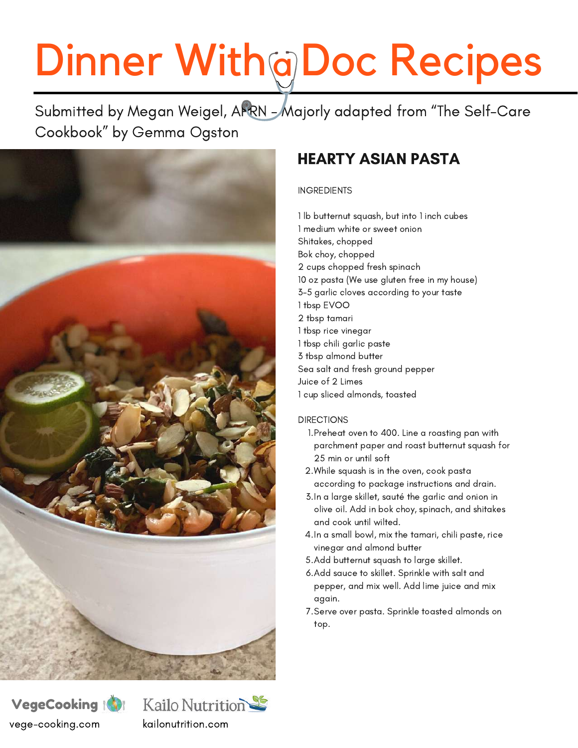# Dinner With a Doc Recipes

Submitted by Megan Weigel, APRN - Majorly adapted from "The Self-Care Cookbook" by Gemma Ogston

## HEARTY ASIAN PASTA

INGREDIENTS

1 lb butternut squash, but into 1 inch cubes
1 medium white or sweet onion
Shitakes, chopped
Bok choy, chopped
2 cups chopped fresh spinach
10 oz pasta (We use gluten free in my house)
3-5 garlic cloves according to your taste
1 tbsp EVOO
2 tbsp tamari
1 tbsp rice vinegar
1 tbsp chili garlic paste
3 tbsp almond butter
Sea salt and fresh ground pepper
Juice of 2 Limes
1 cup sliced almonds, toasted

DIRECTIONS

1. Preheat oven to 400. Line a roasting pan with parchment paper and roast butternut squash for 25 min or until soft
2. While squash is in the oven, cook pasta according to package instructions and drain.
3. In a large skillet, sauté the garlic and onion in olive oil. Add in bok choy, spinach, and shitakes and cook until wilted.
4. In a small bowl, mix the tamari, chili paste, rice vinegar and almond butter
5. Add butternut squash to large skillet.
6. Add sauce to skillet. Sprinkle with salt and pepper, and mix well. Add lime juice and mix again.
7. Serve over pasta. Sprinkle toasted almonds on top.

VegeCooking
vege-cooking.com

Kailo Nutrition
kailonutrition.com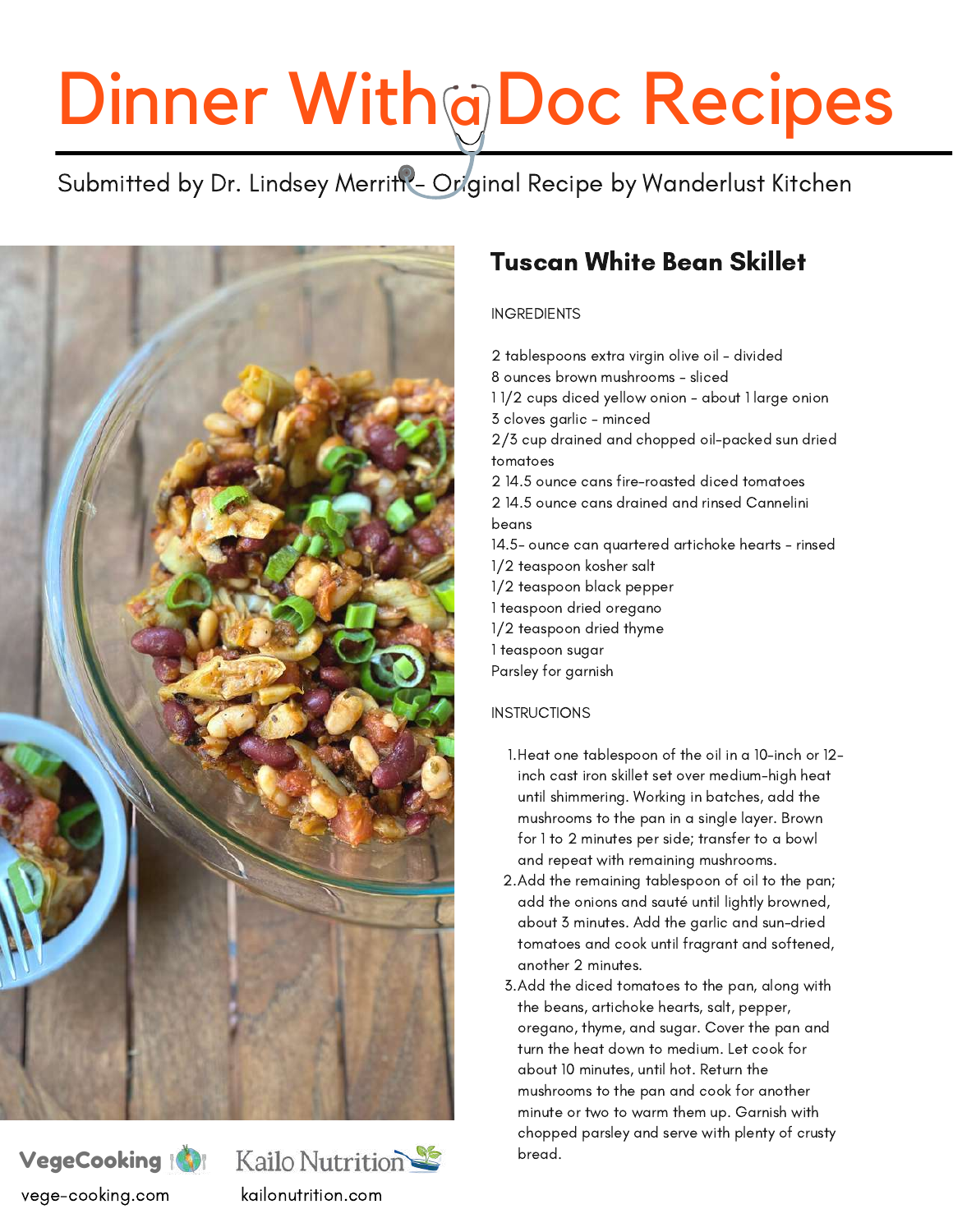# Dinner With a Doc Recipes

Submitted by Dr. Lindsey Merritt – Original Recipe by Wanderlust Kitchen

## Tuscan White Bean Skillet

INGREDIENTS

2 tablespoons extra virgin olive oil – divided
8 ounces brown mushrooms – sliced
1 1/2 cups diced yellow onion – about 1 large onion
3 cloves garlic – minced
2/3 cup drained and chopped oil-packed sun dried tomatoes
2 14.5 ounce cans fire-roasted diced tomatoes
2 14.5 ounce cans drained and rinsed Cannelini beans
14.5- ounce can quartered artichoke hearts – rinsed
1/2 teaspoon kosher salt
1/2 teaspoon black pepper
1 teaspoon dried oregano
1/2 teaspoon dried thyme
1 teaspoon sugar
Parsley for garnish

INSTRUCTIONS

1. Heat one tablespoon of the oil in a 10-inch or 12-inch cast iron skillet set over medium-high heat until shimmering. Working in batches, add the mushrooms to the pan in a single layer. Brown for 1 to 2 minutes per side; transfer to a bowl and repeat with remaining mushrooms.
2. Add the remaining tablespoon of oil to the pan; add the onions and sauté until lightly browned, about 3 minutes. Add the garlic and sun-dried tomatoes and cook until fragrant and softened, another 2 minutes.
3. Add the diced tomatoes to the pan, along with the beans, artichoke hearts, salt, pepper, oregano, thyme, and sugar. Cover the pan and turn the heat down to medium. Let cook for about 10 minutes, until hot. Return the mushrooms to the pan and cook for another minute or two to warm them up. Garnish with chopped parsley and serve with plenty of crusty bread.

VegeCooking
vege-cooking.com

Kailo Nutrition
kailonutrition.com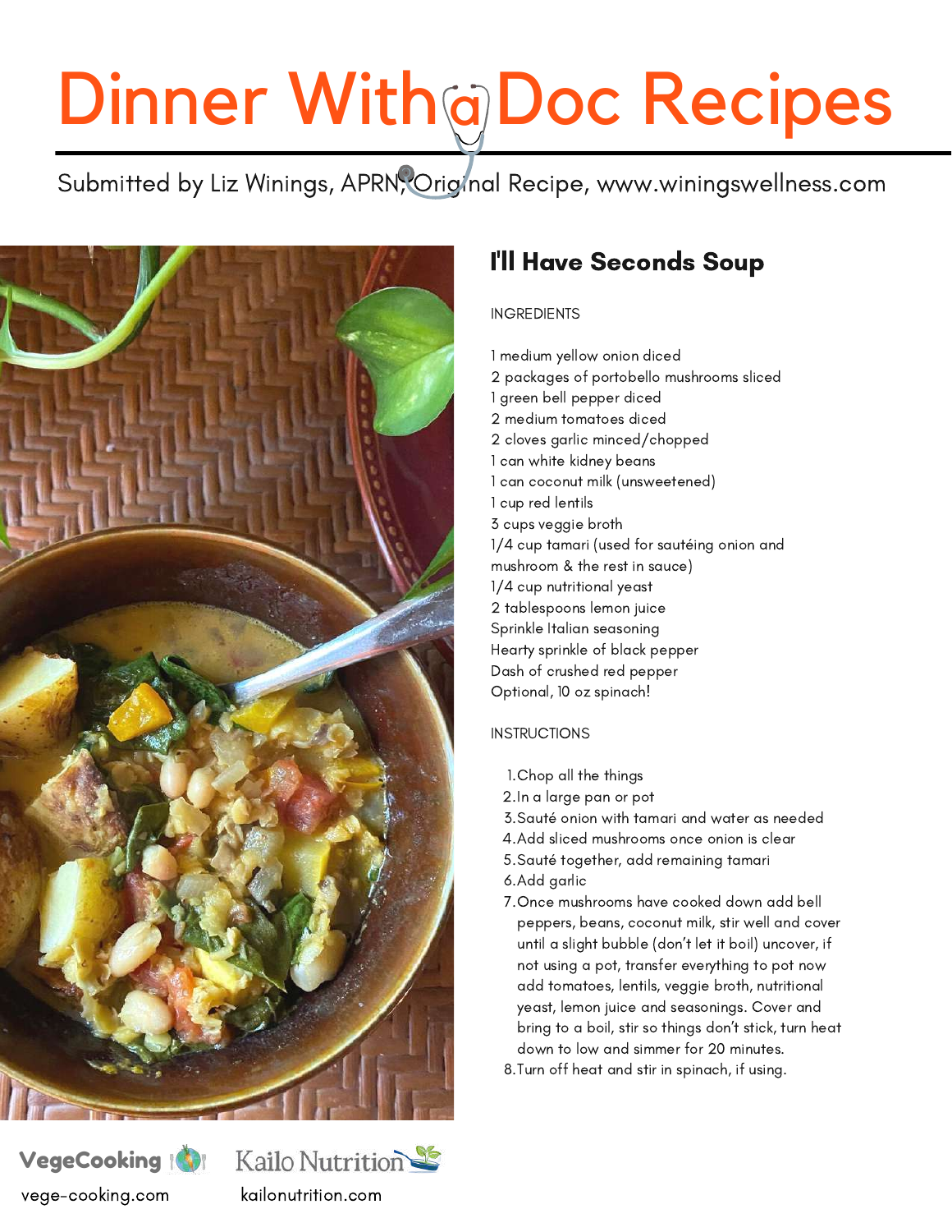# Dinner With a Doc Recipes

Submitted by Liz Winings, APRN, Original Recipe, www.winingswellness.com

## I'll Have Seconds Soup

INGREDIENTS

1 medium yellow onion diced
2 packages of portobello mushrooms sliced
1 green bell pepper diced
2 medium tomatoes diced
2 cloves garlic minced/chopped
1 can white kidney beans
1 can coconut milk (unsweetened)
1 cup red lentils
3 cups veggie broth
1/4 cup tamari (used for sautéing onion and mushroom & the rest in sauce)
1/4 cup nutritional yeast
2 tablespoons lemon juice
Sprinkle Italian seasoning
Hearty sprinkle of black pepper
Dash of crushed red pepper
Optional, 10 oz spinach!

INSTRUCTIONS

1. Chop all the things
2. In a large pan or pot
3. Sauté onion with tamari and water as needed
4. Add sliced mushrooms once onion is clear
5. Sauté together, add remaining tamari
6. Add garlic
7. Once mushrooms have cooked down add bell peppers, beans, coconut milk, stir well and cover until a slight bubble (don't let it boil) uncover, if not using a pot, transfer everything to pot now add tomatoes, lentils, veggie broth, nutritional yeast, lemon juice and seasonings. Cover and bring to a boil, stir so things don't stick, turn heat down to low and simmer for 20 minutes.
8. Turn off heat and stir in spinach, if using.

VegeCooking
vege-cooking.com

Kailo Nutrition
kailonutrition.com